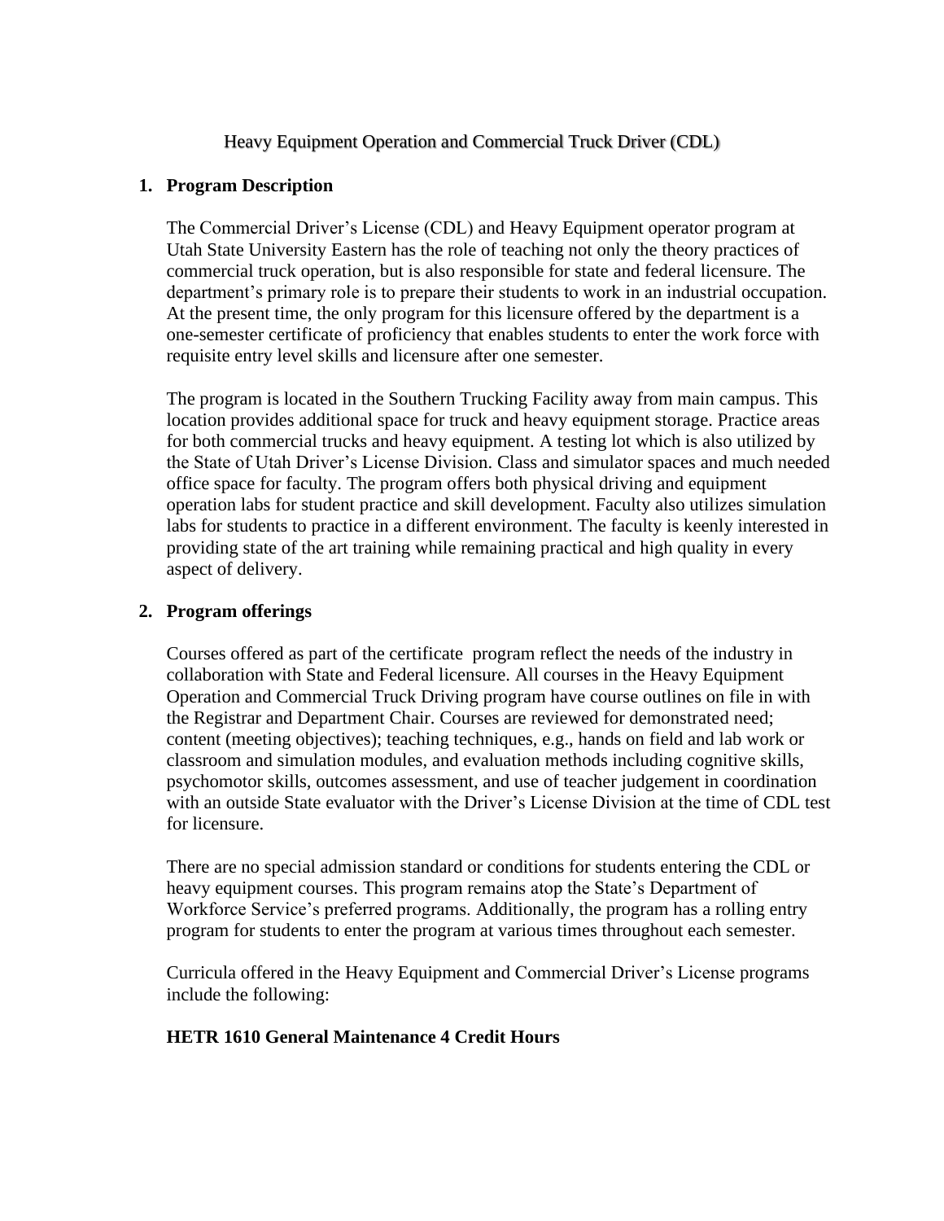# Heavy Equipment Operation and Commercial Truck Driver (CDL)

## 1. Program Description

The Commercial Driver's License (CDL) and Heavy Equipment operator program at Utah State University Eastern has the role of teaching not only the theory practices of commercial truck operation, but is also responsible for state and federal licensure. The department's primary role is to prepare their students to work in an industrial occupation. At the present time, the only program for this licensure offered by the department is a one-semester certificate of proficiency that enables students to enter the work force with requisite entry level skills and licensure after one semester.

The program is located in the Southern Trucking Facility away from main campus. This location provides additional space for truck and heavy equipment storage. Practice areas for both commercial trucks and heavy equipment. A testing lot which is also utilized by the State of Utah Driver's License Division. Class and simulator spaces and much needed office space for faculty. The program offers both physical driving and equipment operation labs for student practice and skill development. Faculty also utilizes simulation labs for students to practice in a different environment. The faculty is keenly interested in providing state of the art training while remaining practical and high quality in every aspect of delivery.

## 2. Program offerings

Courses offered as part of the certificate program reflect the needs of the industry in collaboration with State and Federal licensure. All courses in the Heavy Equipment Operation and Commercial Truck Driving program have course outlines on file in with the Registrar and Department Chair. Courses are reviewed for demonstrated need; content (meeting objectives); teaching techniques, e.g., hands on field and lab work or classroom and simulation modules, and evaluation methods including cognitive skills, psychomotor skills, outcomes assessment, and use of teacher judgement in coordination with an outside State evaluator with the Driver's License Division at the time of CDL test for licensure.

There are no special admission standard or conditions for students entering the CDL or heavy equipment courses. This program remains atop the State's Department of Workforce Service's preferred programs. Additionally, the program has a rolling entry program for students to enter the program at various times throughout each semester.

Curricula offered in the Heavy Equipment and Commercial Driver's License programs include the following:

**HETR 1610 General Maintenance 4 Credit Hours**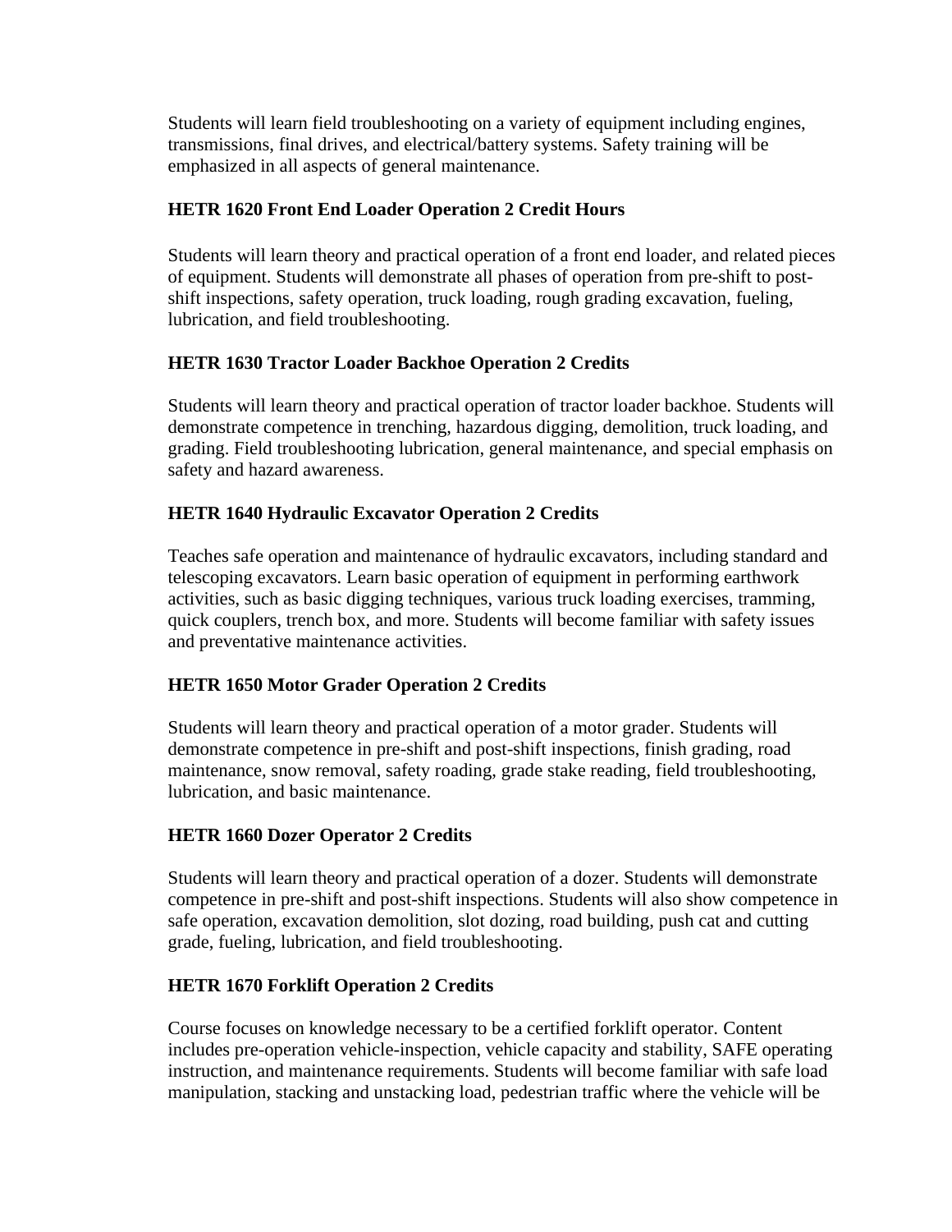Students will learn field troubleshooting on a variety of equipment including engines, transmissions, final drives, and electrical/battery systems. Safety training will be emphasized in all aspects of general maintenance.

**HETR 1620 Front End Loader Operation 2 Credit Hours**

Students will learn theory and practical operation of a front end loader, and related pieces of equipment. Students will demonstrate all phases of operation from pre-shift to post-shift inspections, safety operation, truck loading, rough grading excavation, fueling, lubrication, and field troubleshooting.

**HETR 1630 Tractor Loader Backhoe Operation 2 Credits**

Students will learn theory and practical operation of tractor loader backhoe. Students will demonstrate competence in trenching, hazardous digging, demolition, truck loading, and grading. Field troubleshooting lubrication, general maintenance, and special emphasis on safety and hazard awareness.

**HETR 1640 Hydraulic Excavator Operation 2 Credits**

Teaches safe operation and maintenance of hydraulic excavators, including standard and telescoping excavators. Learn basic operation of equipment in performing earthwork activities, such as basic digging techniques, various truck loading exercises, tramming, quick couplers, trench box, and more. Students will become familiar with safety issues and preventative maintenance activities.

**HETR 1650 Motor Grader Operation 2 Credits**

Students will learn theory and practical operation of a motor grader. Students will demonstrate competence in pre-shift and post-shift inspections, finish grading, road maintenance, snow removal, safety roading, grade stake reading, field troubleshooting, lubrication, and basic maintenance.

**HETR 1660 Dozer Operator 2 Credits**

Students will learn theory and practical operation of a dozer. Students will demonstrate competence in pre-shift and post-shift inspections. Students will also show competence in safe operation, excavation demolition, slot dozing, road building, push cat and cutting grade, fueling, lubrication, and field troubleshooting.

**HETR 1670 Forklift Operation 2 Credits**

Course focuses on knowledge necessary to be a certified forklift operator. Content includes pre-operation vehicle-inspection, vehicle capacity and stability, SAFE operating instruction, and maintenance requirements. Students will become familiar with safe load manipulation, stacking and unstacking load, pedestrian traffic where the vehicle will be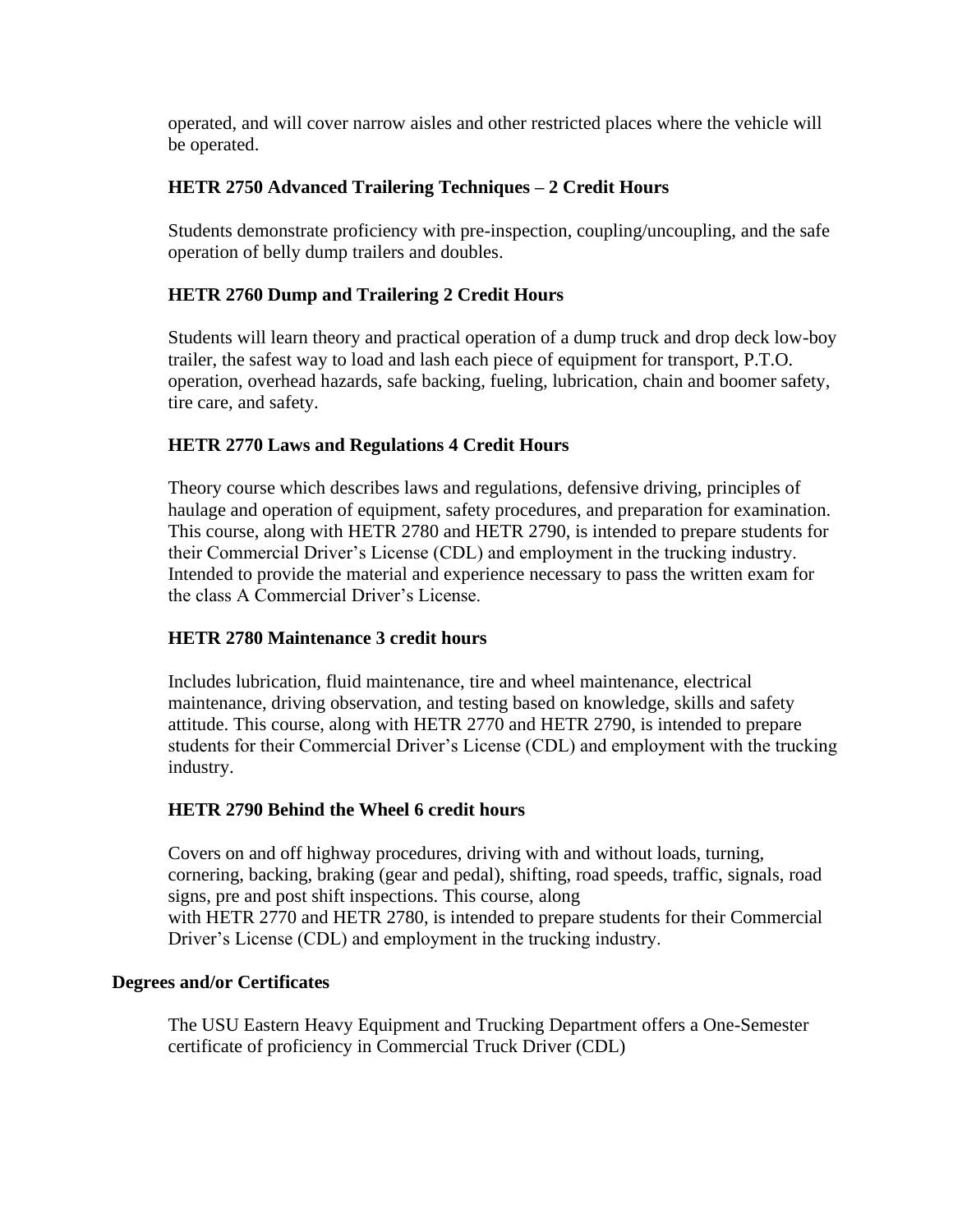operated, and will cover narrow aisles and other restricted places where the vehicle will be operated.

**HETR 2750 Advanced Trailering Techniques – 2 Credit Hours**

Students demonstrate proficiency with pre-inspection, coupling/uncoupling, and the safe operation of belly dump trailers and doubles.

**HETR 2760 Dump and Trailering 2 Credit Hours**

Students will learn theory and practical operation of a dump truck and drop deck low-boy trailer, the safest way to load and lash each piece of equipment for transport, P.T.O. operation, overhead hazards, safe backing, fueling, lubrication, chain and boomer safety, tire care, and safety.

**HETR 2770 Laws and Regulations 4 Credit Hours**

Theory course which describes laws and regulations, defensive driving, principles of haulage and operation of equipment, safety procedures, and preparation for examination. This course, along with HETR 2780 and HETR 2790, is intended to prepare students for their Commercial Driver's License (CDL) and employment in the trucking industry. Intended to provide the material and experience necessary to pass the written exam for the class A Commercial Driver's License.

**HETR 2780 Maintenance 3 credit hours**

Includes lubrication, fluid maintenance, tire and wheel maintenance, electrical maintenance, driving observation, and testing based on knowledge, skills and safety attitude. This course, along with HETR 2770 and HETR 2790, is intended to prepare students for their Commercial Driver's License (CDL) and employment with the trucking industry.

**HETR 2790 Behind the Wheel 6 credit hours**

Covers on and off highway procedures, driving with and without loads, turning, cornering, backing, braking (gear and pedal), shifting, road speeds, traffic, signals, road signs, pre and post shift inspections. This course, along with HETR 2770 and HETR 2780, is intended to prepare students for their Commercial Driver's License (CDL) and employment in the trucking industry.

**Degrees and/or Certificates**

The USU Eastern Heavy Equipment and Trucking Department offers a One-Semester certificate of proficiency in Commercial Truck Driver (CDL)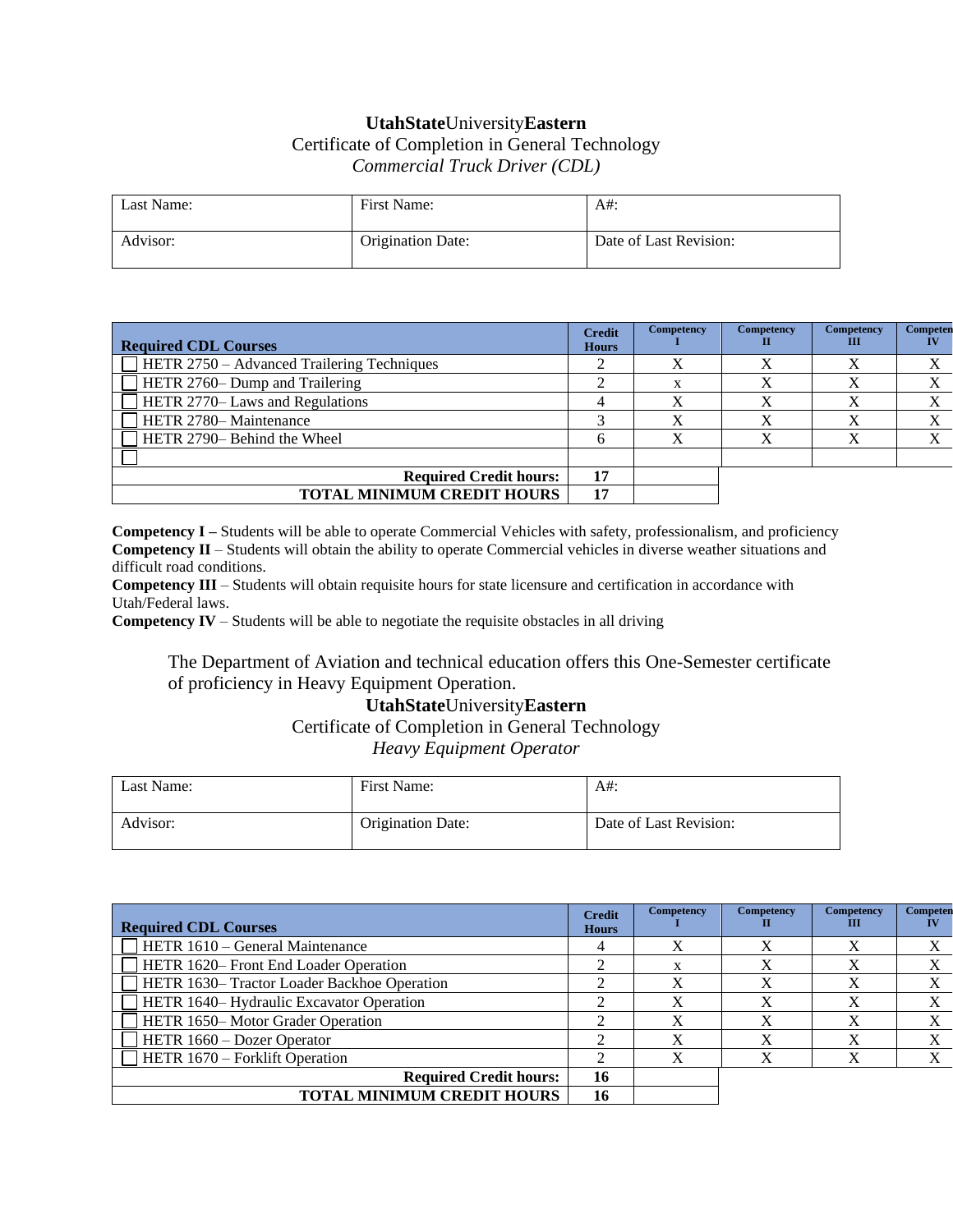**UtahState**University**Eastern**
Certificate of Completion in General Technology
*Commercial Truck Driver (CDL)*

| Last Name: | First Name: | A#: |
|---|---|---|
| Advisor: | Origination Date: | Date of Last Revision: |

| Required CDL Courses | Credit Hours | Competency I | Competency II | Competency III | Competency IV |
|---|---|---|---|---|---|
| ☐ HETR 2750 – Advanced Trailering Techniques | 2 | X | X | X | X |
| ☐ HETR 2760– Dump and Trailering | 2 | x | X | X | X |
| ☐ HETR 2770– Laws and Regulations | 4 | X | X | X | X |
| ☐ HETR 2780– Maintenance | 3 | X | X | X | X |
| ☐ HETR 2790– Behind the Wheel | 6 | X | X | X | X |
| ☐ | | | | | |
| **Required Credit hours:** | **17** | | | | |
| **TOTAL MINIMUM CREDIT HOURS** | **17** | | | | |

**Competency I –** Students will be able to operate Commercial Vehicles with safety, professionalism, and proficiency
**Competency II** – Students will obtain the ability to operate Commercial vehicles in diverse weather situations and difficult road conditions.
**Competency III** – Students will obtain requisite hours for state licensure and certification in accordance with Utah/Federal laws.
**Competency IV** – Students will be able to negotiate the requisite obstacles in all driving

The Department of Aviation and technical education offers this One-Semester certificate of proficiency in Heavy Equipment Operation.

**UtahState**University**Eastern**
Certificate of Completion in General Technology
*Heavy Equipment Operator*

| Last Name: | First Name: | A#: |
|---|---|---|
| Advisor: | Origination Date: | Date of Last Revision: |

| Required CDL Courses | Credit Hours | Competency I | Competency II | Competency III | Competency IV |
|---|---|---|---|---|---|
| ☐ HETR 1610 – General Maintenance | 4 | X | X | X | X |
| ☐ HETR 1620– Front End Loader Operation | 2 | x | X | X | X |
| ☐ HETR 1630– Tractor Loader Backhoe Operation | 2 | X | X | X | X |
| ☐ HETR 1640– Hydraulic Excavator Operation | 2 | X | X | X | X |
| ☐ HETR 1650– Motor Grader Operation | 2 | X | X | X | X |
| ☐ HETR 1660 – Dozer Operator | 2 | X | X | X | X |
| ☐ HETR 1670 – Forklift Operation | 2 | X | X | X | X |
| **Required Credit hours:** | **16** | | | | |
| **TOTAL MINIMUM CREDIT HOURS** | **16** | | | | |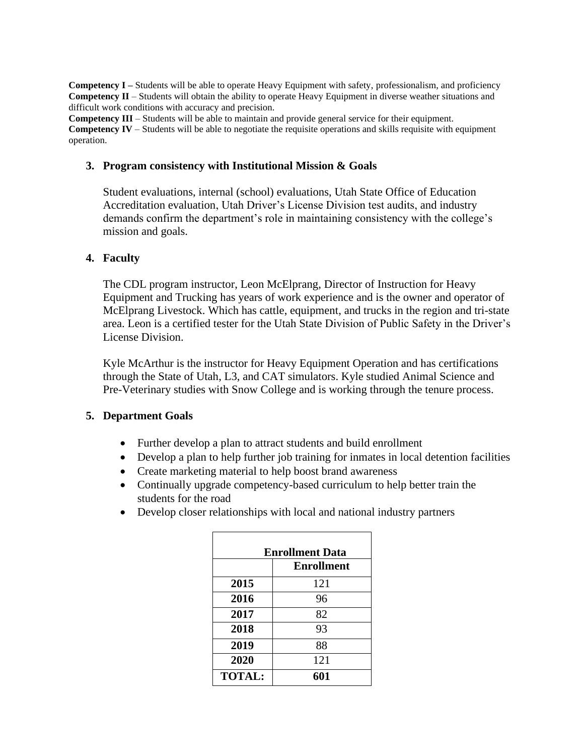**Competency I –** Students will be able to operate Heavy Equipment with safety, professionalism, and proficiency
**Competency II** – Students will obtain the ability to operate Heavy Equipment in diverse weather situations and difficult work conditions with accuracy and precision.
**Competency III** – Students will be able to maintain and provide general service for their equipment.
**Competency IV** – Students will be able to negotiate the requisite operations and skills requisite with equipment operation.

### 3. Program consistency with Institutional Mission & Goals

Student evaluations, internal (school) evaluations, Utah State Office of Education Accreditation evaluation, Utah Driver's License Division test audits, and industry demands confirm the department's role in maintaining consistency with the college's mission and goals.

### 4. Faculty

The CDL program instructor, Leon McElprang, Director of Instruction for Heavy Equipment and Trucking has years of work experience and is the owner and operator of McElprang Livestock. Which has cattle, equipment, and trucks in the region and tri-state area. Leon is a certified tester for the Utah State Division of Public Safety in the Driver's License Division.

Kyle McArthur is the instructor for Heavy Equipment Operation and has certifications through the State of Utah, L3, and CAT simulators. Kyle studied Animal Science and Pre-Veterinary studies with Snow College and is working through the tenure process.

### 5. Department Goals

- Further develop a plan to attract students and build enrollment
- Develop a plan to help further job training for inmates in local detention facilities
- Create marketing material to help boost brand awareness
- Continually upgrade competency-based curriculum to help better train the students for the road
- Develop closer relationships with local and national industry partners

| **Enrollment Data** | |
|---|---|
| | **Enrollment** |
| **2015** | 121 |
| **2016** | 96 |
| **2017** | 82 |
| **2018** | 93 |
| **2019** | 88 |
| **2020** | 121 |
| **TOTAL:** | **601** |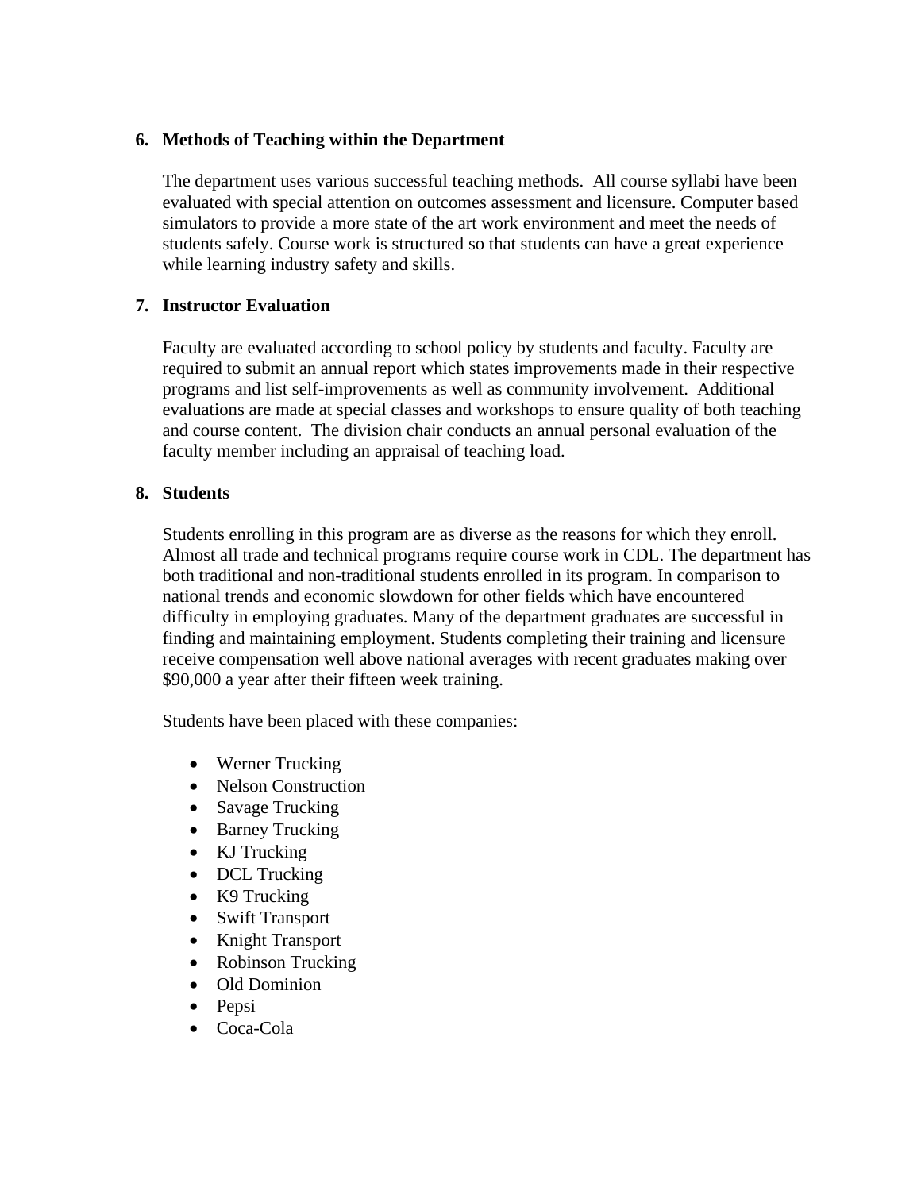## 6. Methods of Teaching within the Department

The department uses various successful teaching methods. All course syllabi have been evaluated with special attention on outcomes assessment and licensure. Computer based simulators to provide a more state of the art work environment and meet the needs of students safely. Course work is structured so that students can have a great experience while learning industry safety and skills.

## 7. Instructor Evaluation

Faculty are evaluated according to school policy by students and faculty. Faculty are required to submit an annual report which states improvements made in their respective programs and list self-improvements as well as community involvement. Additional evaluations are made at special classes and workshops to ensure quality of both teaching and course content. The division chair conducts an annual personal evaluation of the faculty member including an appraisal of teaching load.

## 8. Students

Students enrolling in this program are as diverse as the reasons for which they enroll. Almost all trade and technical programs require course work in CDL. The department has both traditional and non-traditional students enrolled in its program. In comparison to national trends and economic slowdown for other fields which have encountered difficulty in employing graduates. Many of the department graduates are successful in finding and maintaining employment. Students completing their training and licensure receive compensation well above national averages with recent graduates making over $90,000 a year after their fifteen week training.

Students have been placed with these companies:

- Werner Trucking
- Nelson Construction
- Savage Trucking
- Barney Trucking
- KJ Trucking
- DCL Trucking
- K9 Trucking
- Swift Transport
- Knight Transport
- Robinson Trucking
- Old Dominion
- Pepsi
- Coca-Cola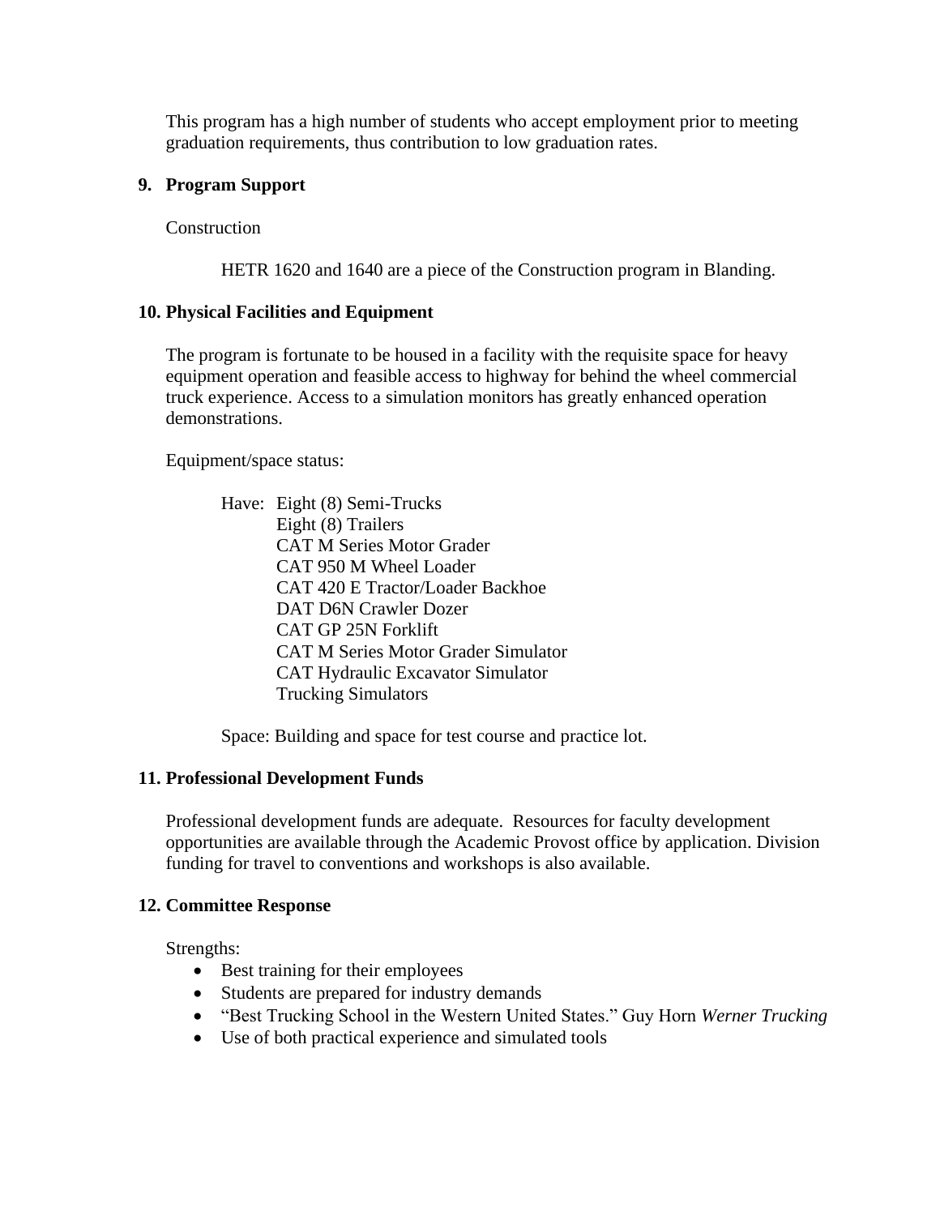This program has a high number of students who accept employment prior to meeting graduation requirements, thus contribution to low graduation rates.

## 9. Program Support

Construction

HETR 1620 and 1640 are a piece of the Construction program in Blanding.

## 10. Physical Facilities and Equipment

The program is fortunate to be housed in a facility with the requisite space for heavy equipment operation and feasible access to highway for behind the wheel commercial truck experience. Access to a simulation monitors has greatly enhanced operation demonstrations.

Equipment/space status:

Have:
- Eight (8) Semi-Trucks
- Eight (8) Trailers
- CAT M Series Motor Grader
- CAT 950 M Wheel Loader
- CAT 420 E Tractor/Loader Backhoe
- DAT D6N Crawler Dozer
- CAT GP 25N Forklift
- CAT M Series Motor Grader Simulator
- CAT Hydraulic Excavator Simulator
- Trucking Simulators

Space: Building and space for test course and practice lot.

## 11. Professional Development Funds

Professional development funds are adequate. Resources for faculty development opportunities are available through the Academic Provost office by application. Division funding for travel to conventions and workshops is also available.

## 12. Committee Response

Strengths:

- Best training for their employees
- Students are prepared for industry demands
- "Best Trucking School in the Western United States." Guy Horn *Werner Trucking*
- Use of both practical experience and simulated tools